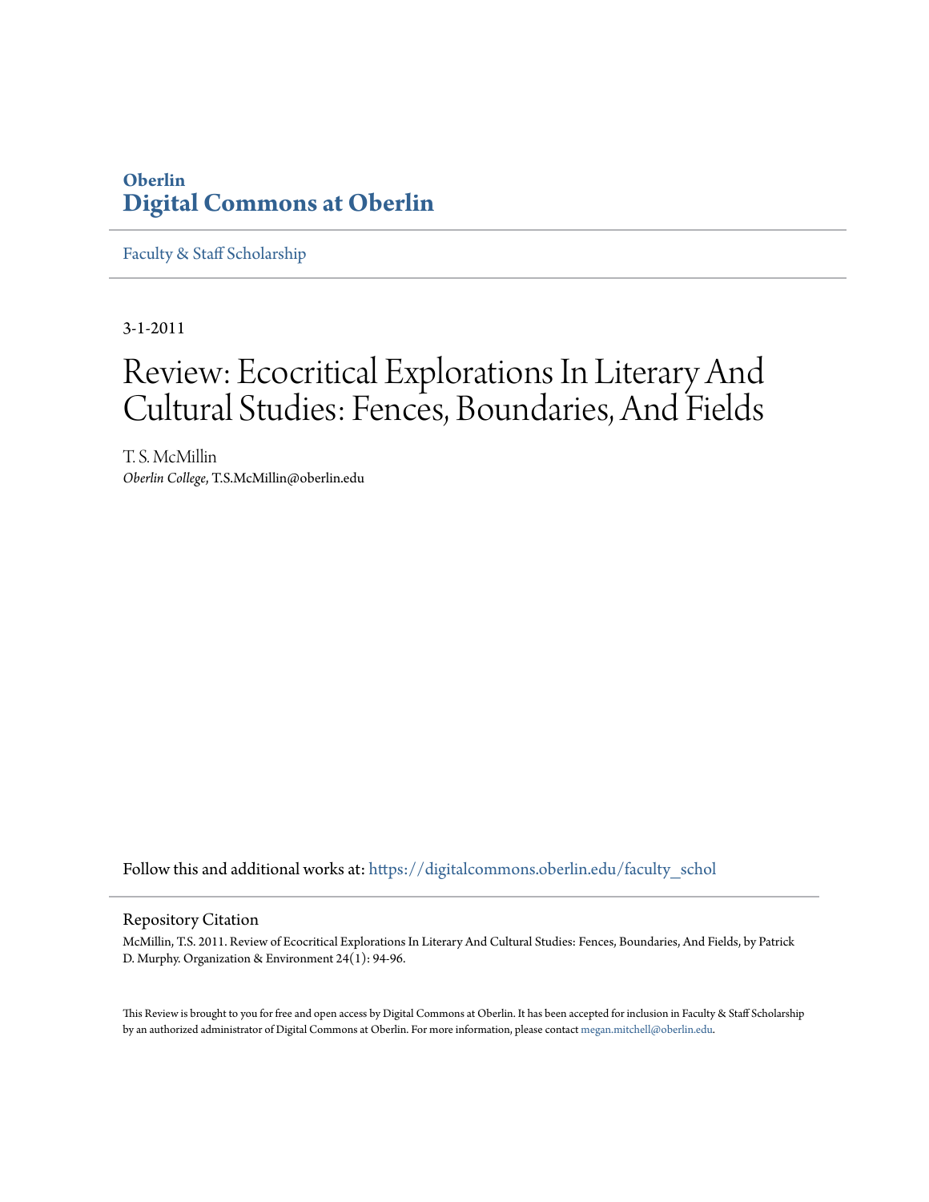Oberlin

**Digital Commons at Oberlin**

Faculty & Staff Scholarship

3-1-2011

# Review: Ecocritical Explorations In Literary And Cultural Studies: Fences, Boundaries, And Fields

T. S. McMillin

*Oberlin College*, T.S.McMillin@oberlin.edu

Follow this and additional works at: https://digitalcommons.oberlin.edu/faculty_schol

## Repository Citation

McMillin, T.S. 2011. Review of Ecocritical Explorations In Literary And Cultural Studies: Fences, Boundaries, And Fields, by Patrick D. Murphy. Organization & Environment 24(1): 94-96.

This Review is brought to you for free and open access by Digital Commons at Oberlin. It has been accepted for inclusion in Faculty & Staff Scholarship by an authorized administrator of Digital Commons at Oberlin. For more information, please contact megan.mitchell@oberlin.edu.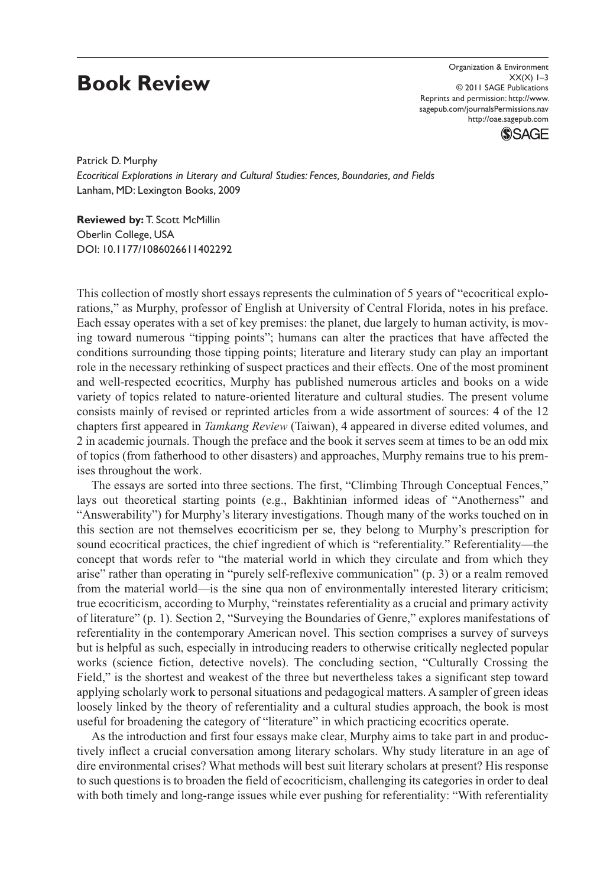# Book Review

Patrick D. Murphy
*Ecocritical Explorations in Literary and Cultural Studies: Fences, Boundaries, and Fields*
Lanham, MD: Lexington Books, 2009

**Reviewed by:** T. Scott McMillin
Oberlin College, USA
DOI: 10.1177/1086026611402292

This collection of mostly short essays represents the culmination of 5 years of "ecocritical explorations," as Murphy, professor of English at University of Central Florida, notes in his preface. Each essay operates with a set of key premises: the planet, due largely to human activity, is moving toward numerous "tipping points"; humans can alter the practices that have affected the conditions surrounding those tipping points; literature and literary study can play an important role in the necessary rethinking of suspect practices and their effects. One of the most prominent and well-respected ecocritics, Murphy has published numerous articles and books on a wide variety of topics related to nature-oriented literature and cultural studies. The present volume consists mainly of revised or reprinted articles from a wide assortment of sources: 4 of the 12 chapters first appeared in *Tamkang Review* (Taiwan), 4 appeared in diverse edited volumes, and 2 in academic journals. Though the preface and the book it serves seem at times to be an odd mix of topics (from fatherhood to other disasters) and approaches, Murphy remains true to his premises throughout the work.

The essays are sorted into three sections. The first, "Climbing Through Conceptual Fences," lays out theoretical starting points (e.g., Bakhtinian informed ideas of "Anotherness" and "Answerability") for Murphy's literary investigations. Though many of the works touched on in this section are not themselves ecocriticism per se, they belong to Murphy's prescription for sound ecocritical practices, the chief ingredient of which is "referentiality." Referentiality—the concept that words refer to "the material world in which they circulate and from which they arise" rather than operating in "purely self-reflexive communication" (p. 3) or a realm removed from the material world—is the sine qua non of environmentally interested literary criticism; true ecocriticism, according to Murphy, "reinstates referentiality as a crucial and primary activity of literature" (p. 1). Section 2, "Surveying the Boundaries of Genre," explores manifestations of referentiality in the contemporary American novel. This section comprises a survey of surveys but is helpful as such, especially in introducing readers to otherwise critically neglected popular works (science fiction, detective novels). The concluding section, "Culturally Crossing the Field," is the shortest and weakest of the three but nevertheless takes a significant step toward applying scholarly work to personal situations and pedagogical matters. A sampler of green ideas loosely linked by the theory of referentiality and a cultural studies approach, the book is most useful for broadening the category of "literature" in which practicing ecocritics operate.

As the introduction and first four essays make clear, Murphy aims to take part in and productively inflect a crucial conversation among literary scholars. Why study literature in an age of dire environmental crises? What methods will best suit literary scholars at present? His response to such questions is to broaden the field of ecocriticism, challenging its categories in order to deal with both timely and long-range issues while ever pushing for referentiality: "With referentiality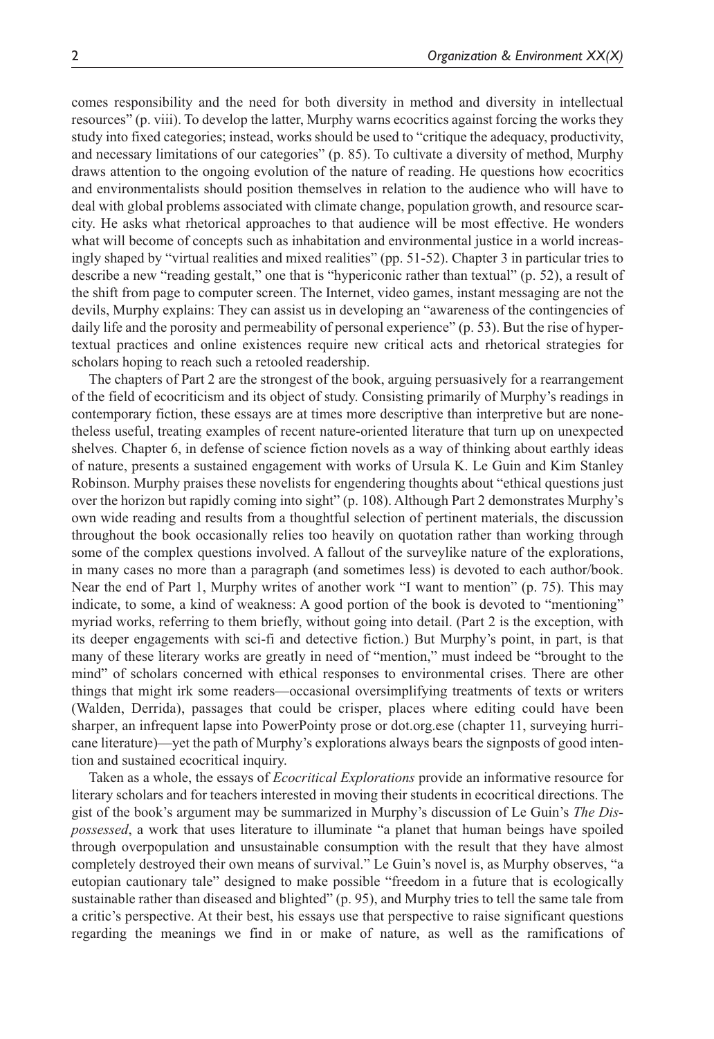comes responsibility and the need for both diversity in method and diversity in intellectual resources" (p. viii). To develop the latter, Murphy warns ecocritics against forcing the works they study into fixed categories; instead, works should be used to "critique the adequacy, productivity, and necessary limitations of our categories" (p. 85). To cultivate a diversity of method, Murphy draws attention to the ongoing evolution of the nature of reading. He questions how ecocritics and environmentalists should position themselves in relation to the audience who will have to deal with global problems associated with climate change, population growth, and resource scarcity. He asks what rhetorical approaches to that audience will be most effective. He wonders what will become of concepts such as inhabitation and environmental justice in a world increasingly shaped by "virtual realities and mixed realities" (pp. 51-52). Chapter 3 in particular tries to describe a new "reading gestalt," one that is "hypericonic rather than textual" (p. 52), a result of the shift from page to computer screen. The Internet, video games, instant messaging are not the devils, Murphy explains: They can assist us in developing an "awareness of the contingencies of daily life and the porosity and permeability of personal experience" (p. 53). But the rise of hypertextual practices and online existences require new critical acts and rhetorical strategies for scholars hoping to reach such a retooled readership.

The chapters of Part 2 are the strongest of the book, arguing persuasively for a rearrangement of the field of ecocriticism and its object of study. Consisting primarily of Murphy's readings in contemporary fiction, these essays are at times more descriptive than interpretive but are nonetheless useful, treating examples of recent nature-oriented literature that turn up on unexpected shelves. Chapter 6, in defense of science fiction novels as a way of thinking about earthly ideas of nature, presents a sustained engagement with works of Ursula K. Le Guin and Kim Stanley Robinson. Murphy praises these novelists for engendering thoughts about "ethical questions just over the horizon but rapidly coming into sight" (p. 108). Although Part 2 demonstrates Murphy's own wide reading and results from a thoughtful selection of pertinent materials, the discussion throughout the book occasionally relies too heavily on quotation rather than working through some of the complex questions involved. A fallout of the surveylike nature of the explorations, in many cases no more than a paragraph (and sometimes less) is devoted to each author/book. Near the end of Part 1, Murphy writes of another work "I want to mention" (p. 75). This may indicate, to some, a kind of weakness: A good portion of the book is devoted to "mentioning" myriad works, referring to them briefly, without going into detail. (Part 2 is the exception, with its deeper engagements with sci-fi and detective fiction.) But Murphy's point, in part, is that many of these literary works are greatly in need of "mention," must indeed be "brought to the mind" of scholars concerned with ethical responses to environmental crises. There are other things that might irk some readers—occasional oversimplifying treatments of texts or writers (Walden, Derrida), passages that could be crisper, places where editing could have been sharper, an infrequent lapse into PowerPointy prose or dot.org.ese (chapter 11, surveying hurricane literature)—yet the path of Murphy's explorations always bears the signposts of good intention and sustained ecocritical inquiry.

Taken as a whole, the essays of *Ecocritical Explorations* provide an informative resource for literary scholars and for teachers interested in moving their students in ecocritical directions. The gist of the book's argument may be summarized in Murphy's discussion of Le Guin's *The Dispossessed*, a work that uses literature to illuminate "a planet that human beings have spoiled through overpopulation and unsustainable consumption with the result that they have almost completely destroyed their own means of survival." Le Guin's novel is, as Murphy observes, "a eutopian cautionary tale" designed to make possible "freedom in a future that is ecologically sustainable rather than diseased and blighted" (p. 95), and Murphy tries to tell the same tale from a critic's perspective. At their best, his essays use that perspective to raise significant questions regarding the meanings we find in or make of nature, as well as the ramifications of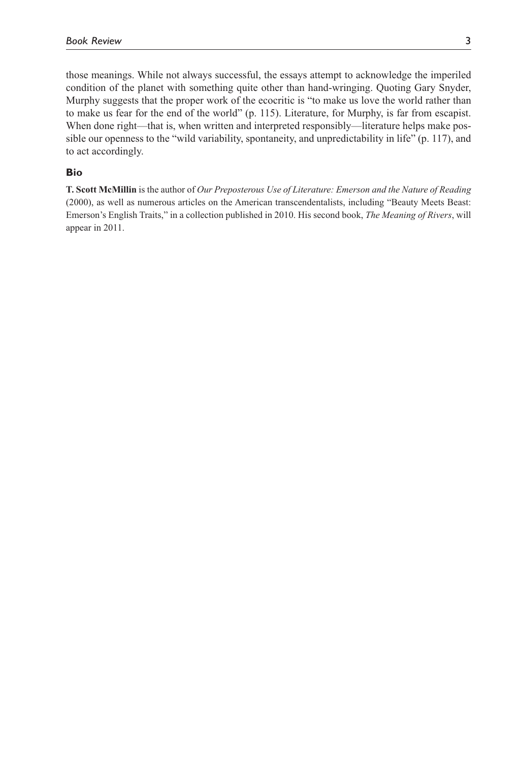those meanings. While not always successful, the essays attempt to acknowledge the imperiled condition of the planet with something quite other than hand-wringing. Quoting Gary Snyder, Murphy suggests that the proper work of the ecocritic is "to make us love the world rather than to make us fear for the end of the world" (p. 115). Literature, for Murphy, is far from escapist. When done right—that is, when written and interpreted responsibly—literature helps make possible our openness to the "wild variability, spontaneity, and unpredictability in life" (p. 117), and to act accordingly.

## Bio

**T. Scott McMillin** is the author of *Our Preposterous Use of Literature: Emerson and the Nature of Reading* (2000), as well as numerous articles on the American transcendentalists, including "Beauty Meets Beast: Emerson's English Traits," in a collection published in 2010. His second book, *The Meaning of Rivers*, will appear in 2011.